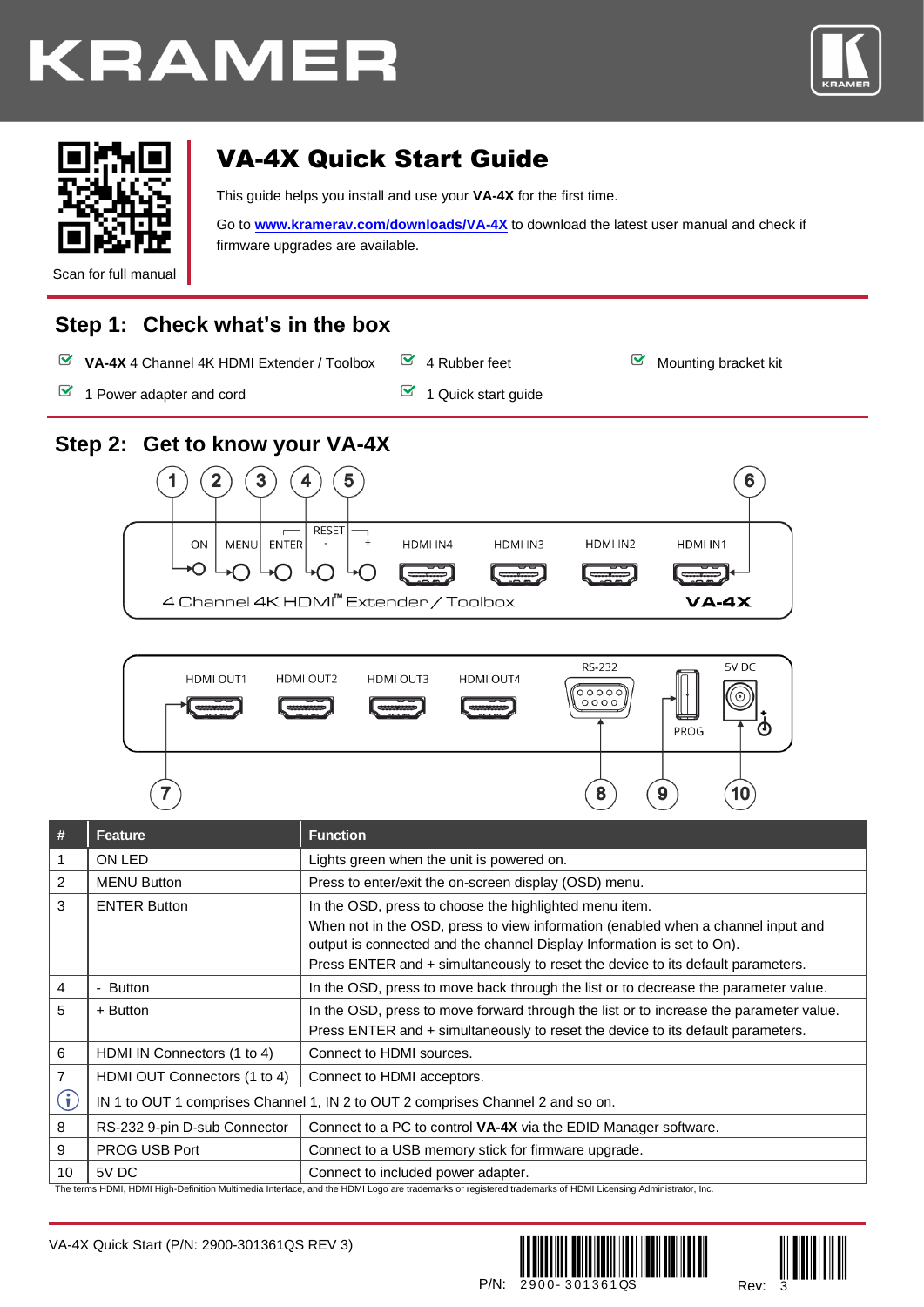# VA-4X Quick Start Guide

Scan for full manual

This guide helps you install and use your **VA-4X** for the first time.

Go to www.kramerav.com/downloads/VA-4X to download the latest user manual and check if firmware upgrades are available.

## Step 1: Check what's in the box

- **VA-4X** 4 Channel 4K HDMI Extender / Toolbox
- 1 Power adapter and cord
- 4 Rubber feet
- 1 Quick start guide
- Mounting bracket kit

## Step 2: Get to know your VA-4X

| # | Feature | Function |
|---|---|---|
| 1 | ON LED | Lights green when the unit is powered on. |
| 2 | MENU Button | Press to enter/exit the on-screen display (OSD) menu. |
| 3 | ENTER Button | In the OSD, press to choose the highlighted menu item.<br>When not in the OSD, press to view information (enabled when a channel input and output is connected and the channel Display Information is set to On).<br>Press ENTER and + simultaneously to reset the device to its default parameters. |
| 4 | - Button | In the OSD, press to move back through the list or to decrease the parameter value. |
| 5 | + Button | In the OSD, press to move forward through the list or to increase the parameter value.<br>Press ENTER and + simultaneously to reset the device to its default parameters. |
| 6 | HDMI IN Connectors (1 to 4) | Connect to HDMI sources. |
| 7 | HDMI OUT Connectors (1 to 4) | Connect to HDMI acceptors. |
| ⓘ | IN 1 to OUT 1 comprises Channel 1, IN 2 to OUT 2 comprises Channel 2 and so on. | |
| 8 | RS-232 9-pin D-sub Connector | Connect to a PC to control **VA-4X** via the EDID Manager software. |
| 9 | PROG USB Port | Connect to a USB memory stick for firmware upgrade. |
| 10 | 5V DC | Connect to included power adapter. |

The terms HDMI, HDMI High-Definition Multimedia Interface, and the HDMI Logo are trademarks or registered trademarks of HDMI Licensing Administrator, Inc.

VA-4X Quick Start (P/N: 2900-301361QS REV 3)

P/N: 2900-301361QS Rev: 3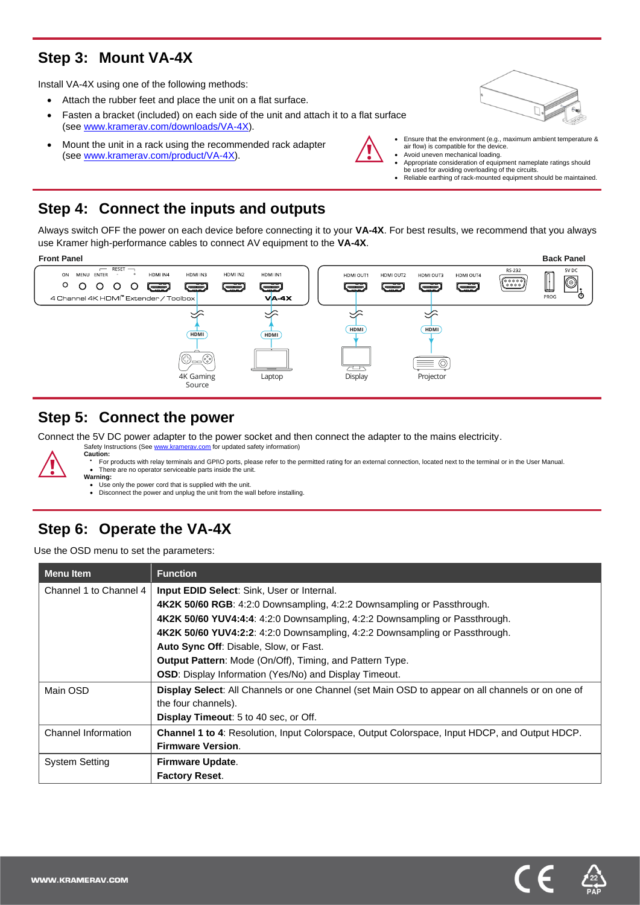## Step 3: Mount VA-4X

Install VA-4X using one of the following methods:

- Attach the rubber feet and place the unit on a flat surface.
- Fasten a bracket (included) on each side of the unit and attach it to a flat surface (see www.kramerav.com/downloads/VA-4X).
- Mount the unit in a rack using the recommended rack adapter (see www.kramerav.com/product/VA-4X).

- Ensure that the environment (e.g., maximum ambient temperature & air flow) is compatible for the device.
- Avoid uneven mechanical loading.
- Appropriate consideration of equipment nameplate ratings should be used for avoiding overloading of the circuits.
- Reliable earthing of rack-mounted equipment should be maintained.

## Step 4: Connect the inputs and outputs

Always switch OFF the power on each device before connecting it to your **VA-4X**. For best results, we recommend that you always use Kramer high-performance cables to connect AV equipment to the **VA-4X**.

Front Panel

ON MENU ENTER RESET - + HDMI IN4 HDMI IN3 HDMI IN2 HDMI IN1

4 Channel 4K HDMI™ Extender / Toolbox VA-4X

Back Panel

HDMI OUT1 HDMI OUT2 HDMI OUT3 HDMI OUT4 RS-232 PROG 5V DC

HDMI HDMI HDMI HDMI

4K Gaming Source

Laptop

Display

Projector

## Step 5: Connect the power

Connect the 5V DC power adapter to the power socket and then connect the adapter to the mains electricity.

Safety Instructions (See www.kramerav.com for updated safety information)

**Caution:**

- For products with relay terminals and GPI\O ports, please refer to the permitted rating for an external connection, located next to the terminal or in the User Manual.
- There are no operator serviceable parts inside the unit.

**Warning:**

- Use only the power cord that is supplied with the unit.
- Disconnect the power and unplug the unit from the wall before installing.

## Step 6: Operate the VA-4X

Use the OSD menu to set the parameters:

| Menu Item | Function |
|---|---|
| Channel 1 to Channel 4 | **Input EDID Select**: Sink, User or Internal.<br>**4K2K 50/60 RGB**: 4:2:0 Downsampling, 4:2:2 Downsampling or Passthrough.<br>**4K2K 50/60 YUV4:4:4**: 4:2:0 Downsampling, 4:2:2 Downsampling or Passthrough.<br>**4K2K 50/60 YUV4:2:2**: 4:2:0 Downsampling, 4:2:2 Downsampling or Passthrough.<br>**Auto Sync Off**: Disable, Slow, or Fast.<br>**Output Pattern**: Mode (On/Off), Timing, and Pattern Type.<br>**OSD**: Display Information (Yes/No) and Display Timeout. |
| Main OSD | **Display Select**: All Channels or one Channel (set Main OSD to appear on all channels or on one of the four channels).<br>**Display Timeout**: 5 to 40 sec, or Off. |
| Channel Information | **Channel 1 to 4**: Resolution, Input Colorspace, Output Colorspace, Input HDCP, and Output HDCP.<br>**Firmware Version**. |
| System Setting | **Firmware Update**.<br>**Factory Reset**. |

WWW.KRAMERAV.COM